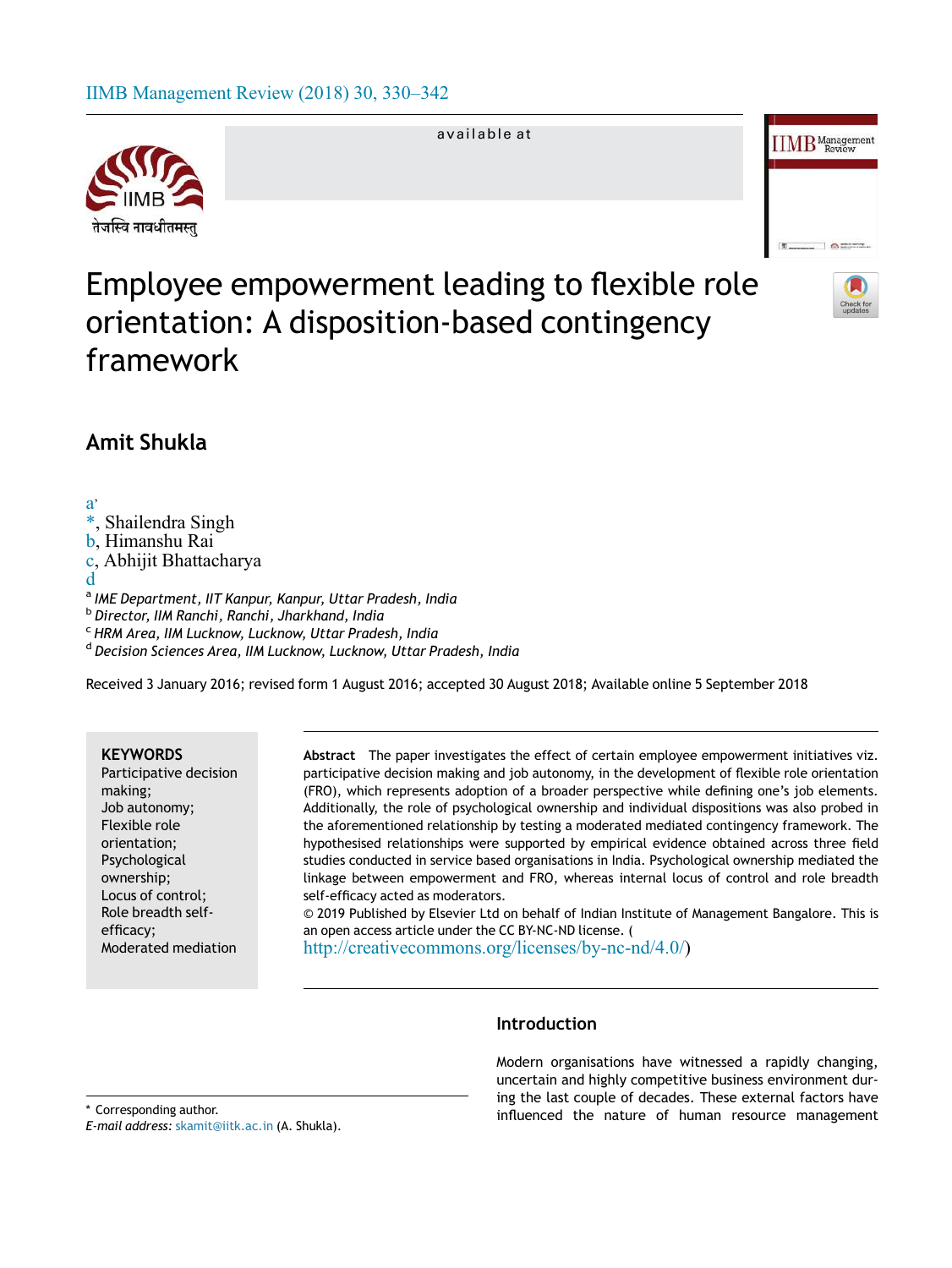# Employee empowerment leading to flexible role orientation: A disposition-based contingency framework

**Amit Shukla** [a,*], Shailendra Singh [b], Himanshu Rai [c], Abhijit Bhattacharya [d]

[a] *IME Department, IIT Kanpur, Kanpur, Uttar Pradesh, India*
[b] *Director, IIM Ranchi, Ranchi, Jharkhand, India*
[c] *HRM Area, IIM Lucknow, Lucknow, Uttar Pradesh, India*
[d] *Decision Sciences Area, IIM Lucknow, Lucknow, Uttar Pradesh, India*

Received 3 January 2016; revised form 1 August 2016; accepted 30 August 2018; Available online 5 September 2018

**KEYWORDS**
Participative decision making;
Job autonomy;
Flexible role orientation;
Psychological ownership;
Locus of control;
Role breadth self-efficacy;
Moderated mediation

**Abstract** The paper investigates the effect of certain employee empowerment initiatives viz. participative decision making and job autonomy, in the development of flexible role orientation (FRO), which represents adoption of a broader perspective while defining one's job elements. Additionally, the role of psychological ownership and individual dispositions was also probed in the aforementioned relationship by testing a moderated mediated contingency framework. The hypothesised relationships were supported by empirical evidence obtained across three field studies conducted in service based organisations in India. Psychological ownership mediated the linkage between empowerment and FRO, whereas internal locus of control and role breadth self-efficacy acted as moderators.
© 2019 Published by Elsevier Ltd on behalf of Indian Institute of Management Bangalore. This is an open access article under the CC BY-NC-ND license. (http://creativecommons.org/licenses/by-nc-nd/4.0/)

## Introduction

Modern organisations have witnessed a rapidly changing, uncertain and highly competitive business environment during the last couple of decades. These external factors have influenced the nature of human resource management

\* Corresponding author.
*E-mail address:* skamit@iitk.ac.in (A. Shukla).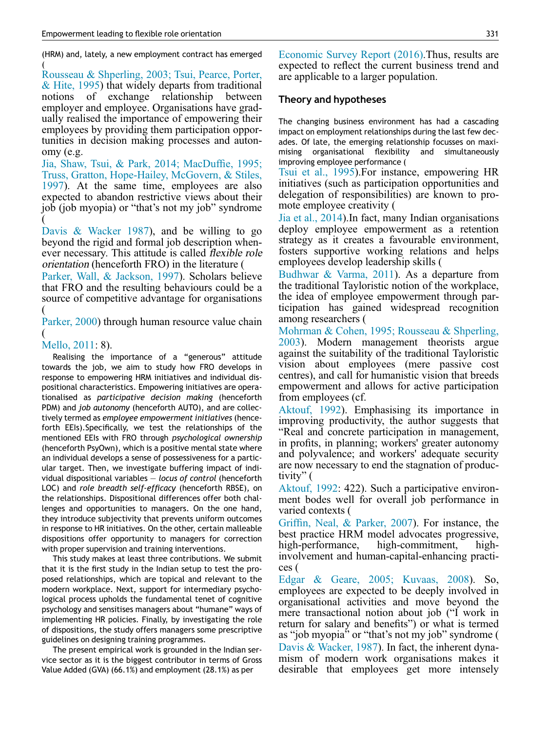(HRM) and, lately, a new employment contract has emerged (Rousseau & Shperling, 2003; Tsui, Pearce, Porter, & Hite, 1995) that widely departs from traditional notions of exchange relationship between employer and employee. Organisations have gradually realised the importance of empowering their employees by providing them participation opportunities in decision making processes and autonomy (e.g. Jia, Shaw, Tsui, & Park, 2014; MacDuffie, 1995; Truss, Gratton, Hope-Hailey, McGovern, & Stiles, 1997). At the same time, employees are also expected to abandon restrictive views about their job (job myopia) or "that's not my job" syndrome (Davis & Wacker 1987), and be willing to go beyond the rigid and formal job description whenever necessary. This attitude is called *flexible role orientation* (henceforth FRO) in the literature (Parker, Wall, & Jackson, 1997). Scholars believe that FRO and the resulting behaviours could be a source of competitive advantage for organisations (Parker, 2000) through human resource value chain (Mello, 2011: 8).

Realising the importance of a "generous" attitude towards the job, we aim to study how FRO develops in response to empowering HRM initiatives and individual dispositional characteristics. Empowering initiatives are operationalised as *participative decision making* (henceforth PDM) and *job autonomy* (henceforth AUTO), and are collectively termed as *employee empowerment initiatives* (henceforth EEIs).Specifically, we test the relationships of the mentioned EEIs with FRO through *psychological ownership* (henceforth PsyOwn), which is a positive mental state where an individual develops a sense of possessiveness for a particular target. Then, we investigate buffering impact of individual dispositional variables — *locus of control* (henceforth LOC) and *role breadth self-efficacy* (henceforth RBSE), on the relationships. Dispositional differences offer both challenges and opportunities to managers. On the one hand, they introduce subjectivity that prevents uniform outcomes in response to HR initiatives. On the other, certain malleable dispositions offer opportunity to managers for correction with proper supervision and training interventions.

This study makes at least three contributions. We submit that it is the first study in the Indian setup to test the proposed relationships, which are topical and relevant to the modern workplace. Next, support for intermediary psychological process upholds the fundamental tenet of cognitive psychology and sensitises managers about "humane" ways of implementing HR policies. Finally, by investigating the role of dispositions, the study offers managers some prescriptive guidelines on designing training programmes.

The present empirical work is grounded in the Indian service sector as it is the biggest contributor in terms of Gross Value Added (GVA) (66.1%) and employment (28.1%) as per Economic Survey Report (2016).Thus, results are expected to reflect the current business trend and are applicable to a larger population.

## Theory and hypotheses

The changing business environment has had a cascading impact on employment relationships during the last few decades. Of late, the emerging relationship focusses on maximising organisational flexibility and simultaneously improving employee performance (Tsui et al., 1995).For instance, empowering HR initiatives (such as participation opportunities and delegation of responsibilities) are known to promote employee creativity (Jia et al., 2014).In fact, many Indian organisations deploy employee empowerment as a retention strategy as it creates a favourable environment, fosters supportive working relations and helps employees develop leadership skills (Budhwar & Varma, 2011). As a departure from the traditional Tayloristic notion of the workplace, the idea of employee empowerment through participation has gained widespread recognition among researchers (Mohrman & Cohen, 1995; Rousseau & Shperling, 2003). Modern management theorists argue against the suitability of the traditional Tayloristic vision about employees (mere passive cost centres), and call for humanistic vision that breeds empowerment and allows for active participation from employees (cf. Aktouf, 1992). Emphasising its importance in improving productivity, the author suggests that "Real and concrete participation in management, in profits, in planning; workers' greater autonomy and polyvalence; and workers' adequate security are now necessary to end the stagnation of productivity" (Aktouf, 1992: 422). Such a participative environment bodes well for overall job performance in varied contexts (Griffin, Neal, & Parker, 2007). For instance, the best practice HRM model advocates progressive, high-performance, high-commitment, high-involvement and human-capital-enhancing practices (Edgar & Geare, 2005; Kuvaas, 2008). So, employees are expected to be deeply involved in organisational activities and move beyond the mere transactional notion about job ("I work in return for salary and benefits") or what is termed as "job myopia" or "that's not my job" syndrome (Davis & Wacker, 1987). In fact, the inherent dynamism of modern work organisations makes it desirable that employees get more intensely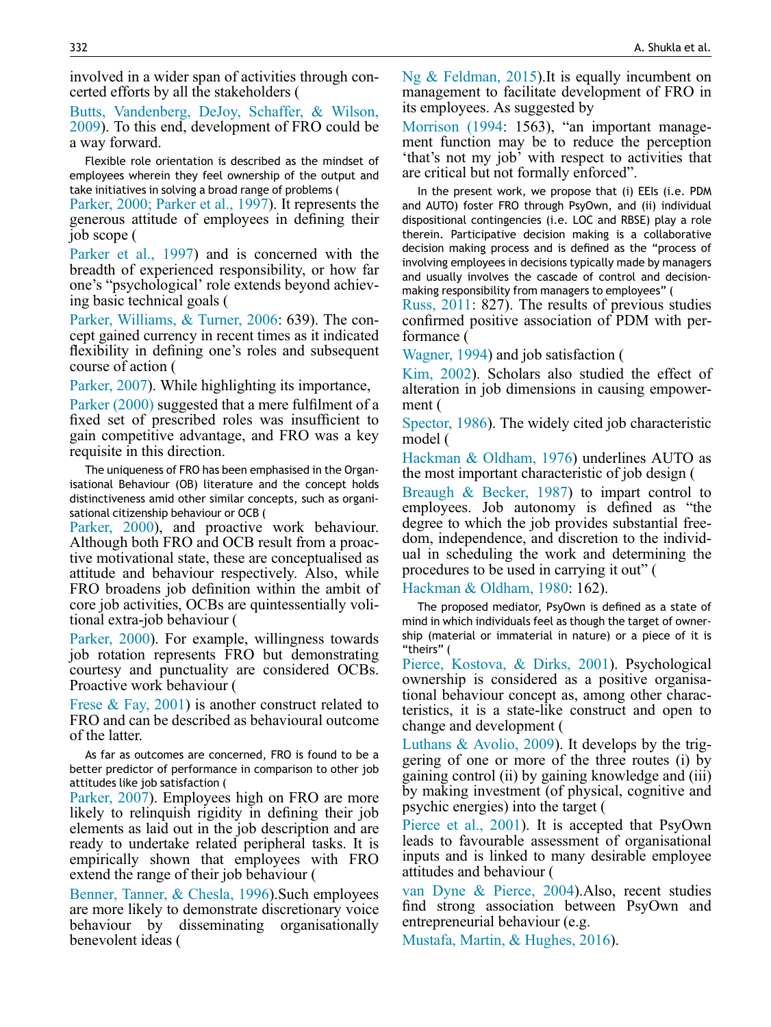involved in a wider span of activities through concerted efforts by all the stakeholders (Butts, Vandenberg, DeJoy, Schaffer, & Wilson, 2009). To this end, development of FRO could be a way forward.

Flexible role orientation is described as the mindset of employees wherein they feel ownership of the output and take initiatives in solving a broad range of problems (Parker, 2000; Parker et al., 1997). It represents the generous attitude of employees in defining their job scope (Parker et al., 1997) and is concerned with the breadth of experienced responsibility, or how far one's "psychological' role extends beyond achieving basic technical goals (Parker, Williams, & Turner, 2006: 639). The concept gained currency in recent times as it indicated flexibility in defining one's roles and subsequent course of action (Parker, 2007). While highlighting its importance, Parker (2000) suggested that a mere fulfilment of a fixed set of prescribed roles was insufficient to gain competitive advantage, and FRO was a key requisite in this direction.

The uniqueness of FRO has been emphasised in the Organisational Behaviour (OB) literature and the concept holds distinctiveness amid other similar concepts, such as organisational citizenship behaviour or OCB (Parker, 2000), and proactive work behaviour. Although both FRO and OCB result from a proactive motivational state, these are conceptualised as attitude and behaviour respectively. Also, while FRO broadens job definition within the ambit of core job activities, OCBs are quintessentially volitional extra-job behaviour (Parker, 2000). For example, willingness towards job rotation represents FRO but demonstrating courtesy and punctuality are considered OCBs. Proactive work behaviour (Frese & Fay, 2001) is another construct related to FRO and can be described as behavioural outcome of the latter.

As far as outcomes are concerned, FRO is found to be a better predictor of performance in comparison to other job attitudes like job satisfaction (Parker, 2007). Employees high on FRO are more likely to relinquish rigidity in defining their job elements as laid out in the job description and are ready to undertake related peripheral tasks. It is empirically shown that employees with FRO extend the range of their job behaviour (Benner, Tanner, & Chesla, 1996).Such employees are more likely to demonstrate discretionary voice behaviour by disseminating organisationally benevolent ideas (Ng & Feldman, 2015).It is equally incumbent on management to facilitate development of FRO in its employees. As suggested by Morrison (1994: 1563), "an important management function may be to reduce the perception 'that's not my job' with respect to activities that are critical but not formally enforced".

In the present work, we propose that (i) EEIs (i.e. PDM and AUTO) foster FRO through PsyOwn, and (ii) individual dispositional contingencies (i.e. LOC and RBSE) play a role therein. Participative decision making is a collaborative decision making process and is defined as the "process of involving employees in decisions typically made by managers and usually involves the cascade of control and decision-making responsibility from managers to employees" (Russ, 2011: 827). The results of previous studies confirmed positive association of PDM with performance (Wagner, 1994) and job satisfaction (Kim, 2002). Scholars also studied the effect of alteration in job dimensions in causing empowerment (Spector, 1986). The widely cited job characteristic model (Hackman & Oldham, 1976) underlines AUTO as the most important characteristic of job design (Breaugh & Becker, 1987) to impart control to employees. Job autonomy is defined as "the degree to which the job provides substantial freedom, independence, and discretion to the individual in scheduling the work and determining the procedures to be used in carrying it out" (Hackman & Oldham, 1980: 162).

The proposed mediator, PsyOwn is defined as a state of mind in which individuals feel as though the target of ownership (material or immaterial in nature) or a piece of it is "theirs" (Pierce, Kostova, & Dirks, 2001). Psychological ownership is considered as a positive organisational behaviour concept as, among other characteristics, it is a state-like construct and open to change and development (Luthans & Avolio, 2009). It develops by the triggering of one or more of the three routes (i) by gaining control (ii) by gaining knowledge and (iii) by making investment (of physical, cognitive and psychic energies) into the target (Pierce et al., 2001). It is accepted that PsyOwn leads to favourable assessment of organisational inputs and is linked to many desirable employee attitudes and behaviour (van Dyne & Pierce, 2004).Also, recent studies find strong association between PsyOwn and entrepreneurial behaviour (e.g. Mustafa, Martin, & Hughes, 2016).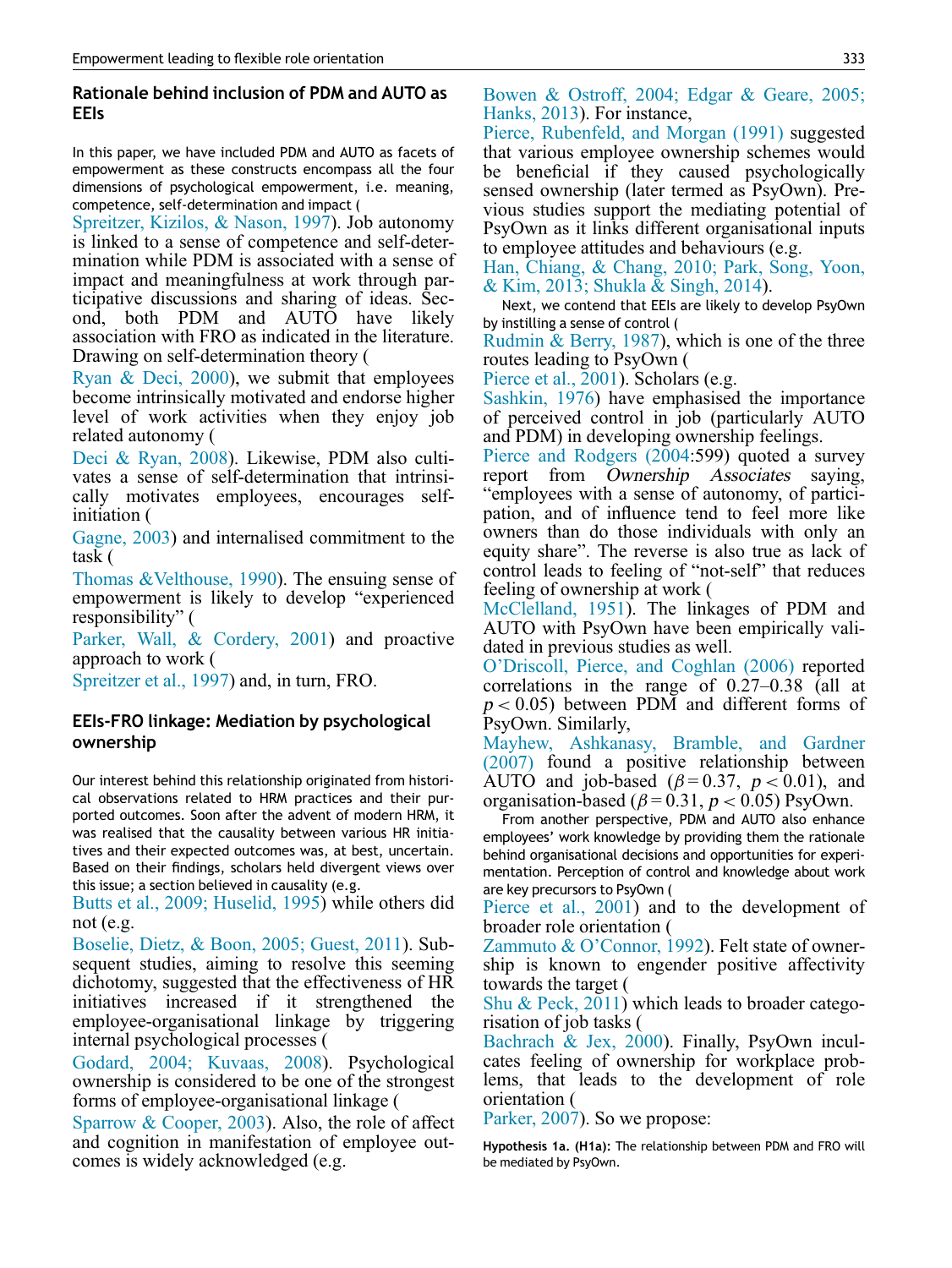## Rationale behind inclusion of PDM and AUTO as EEIs

In this paper, we have included PDM and AUTO as facets of empowerment as these constructs encompass all the four dimensions of psychological empowerment, i.e. meaning, competence, self-determination and impact (Spreitzer, Kizilos, & Nason, 1997). Job autonomy is linked to a sense of competence and self-determination while PDM is associated with a sense of impact and meaningfulness at work through participative discussions and sharing of ideas. Second, both PDM and AUTO have likely association with FRO as indicated in the literature. Drawing on self-determination theory (Ryan & Deci, 2000), we submit that employees become intrinsically motivated and endorse higher level of work activities when they enjoy job related autonomy (Deci & Ryan, 2008). Likewise, PDM also cultivates a sense of self-determination that intrinsically motivates employees, encourages self-initiation (Gagne, 2003) and internalised commitment to the task (Thomas &Velthouse, 1990). The ensuing sense of empowerment is likely to develop "experienced responsibility" (Parker, Wall, & Cordery, 2001) and proactive approach to work (Spreitzer et al., 1997) and, in turn, FRO.

## EEIs-FRO linkage: Mediation by psychological ownership

Our interest behind this relationship originated from historical observations related to HRM practices and their purported outcomes. Soon after the advent of modern HRM, it was realised that the causality between various HR initiatives and their expected outcomes was, at best, uncertain. Based on their findings, scholars held divergent views over this issue; a section believed in causality (e.g. Butts et al., 2009; Huselid, 1995) while others did not (e.g. Boselie, Dietz, & Boon, 2005; Guest, 2011). Subsequent studies, aiming to resolve this seeming dichotomy, suggested that the effectiveness of HR initiatives increased if it strengthened the employee-organisational linkage by triggering internal psychological processes (Godard, 2004; Kuvaas, 2008). Psychological ownership is considered to be one of the strongest forms of employee-organisational linkage (Sparrow & Cooper, 2003). Also, the role of affect and cognition in manifestation of employee outcomes is widely acknowledged (e.g. Bowen & Ostroff, 2004; Edgar & Geare, 2005; Hanks, 2013). For instance, Pierce, Rubenfeld, and Morgan (1991) suggested that various employee ownership schemes would be beneficial if they caused psychologically sensed ownership (later termed as PsyOwn). Previous studies support the mediating potential of PsyOwn as it links different organisational inputs to employee attitudes and behaviours (e.g. Han, Chiang, & Chang, 2010; Park, Song, Yoon, & Kim, 2013; Shukla & Singh, 2014).

Next, we contend that EEIs are likely to develop PsyOwn by instilling a sense of control (Rudmin & Berry, 1987), which is one of the three routes leading to PsyOwn (Pierce et al., 2001). Scholars (e.g. Sashkin, 1976) have emphasised the importance of perceived control in job (particularly AUTO and PDM) in developing ownership feelings. Pierce and Rodgers (2004:599) quoted a survey report from *Ownership Associates* saying, "employees with a sense of autonomy, of participation, and of influence tend to feel more like owners than do those individuals with only an equity share". The reverse is also true as lack of control leads to feeling of "not-self" that reduces feeling of ownership at work (McClelland, 1951). The linkages of PDM and AUTO with PsyOwn have been empirically validated in previous studies as well. O'Driscoll, Pierce, and Coghlan (2006) reported correlations in the range of 0.27–0.38 (all at $p < 0.05$) between PDM and different forms of PsyOwn. Similarly, Mayhew, Ashkanasy, Bramble, and Gardner (2007) found a positive relationship between AUTO and job-based ($\beta = 0.37$, $p < 0.01$), and organisation-based ($\beta = 0.31$, $p < 0.05$) PsyOwn.

From another perspective, PDM and AUTO also enhance employees' work knowledge by providing them the rationale behind organisational decisions and opportunities for experimentation. Perception of control and knowledge about work are key precursors to PsyOwn (Pierce et al., 2001) and to the development of broader role orientation (Zammuto & O'Connor, 1992). Felt state of ownership is known to engender positive affectivity towards the target (Shu & Peck, 2011) which leads to broader categorisation of job tasks (Bachrach & Jex, 2000). Finally, PsyOwn inculcates feeling of ownership for workplace problems, that leads to the development of role orientation (Parker, 2007). So we propose:

**Hypothesis 1a. (H1a):** The relationship between PDM and FRO will be mediated by PsyOwn.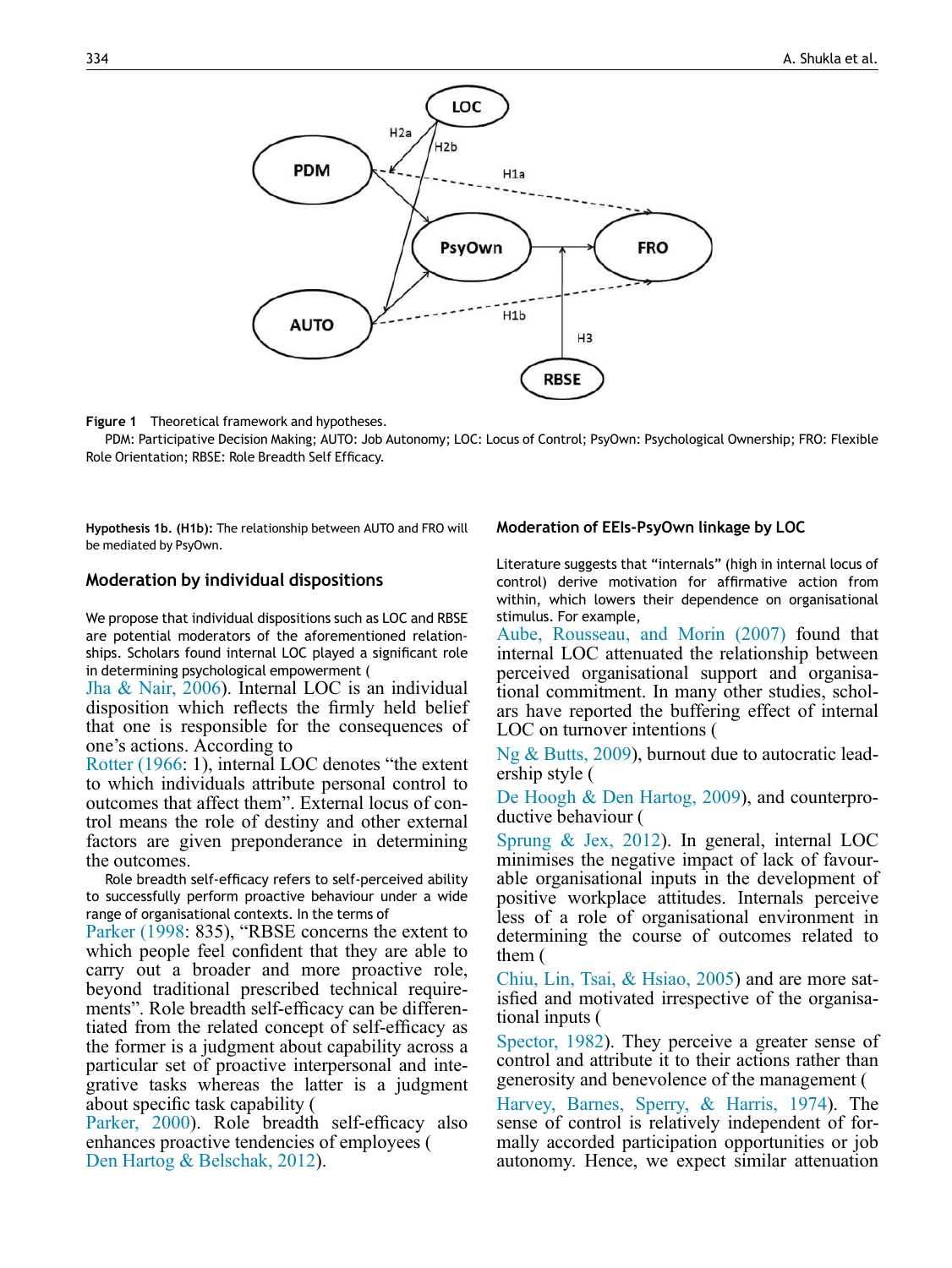**Figure 1** Theoretical framework and hypotheses.

PDM: Participative Decision Making; AUTO: Job Autonomy; LOC: Locus of Control; PsyOwn: Psychological Ownership; FRO: Flexible Role Orientation; RBSE: Role Breadth Self Efficacy.

**Hypothesis 1b. (H1b):** The relationship between AUTO and FRO will be mediated by PsyOwn.

## Moderation by individual dispositions

We propose that individual dispositions such as LOC and RBSE are potential moderators of the aforementioned relationships. Scholars found internal LOC played a significant role in determining psychological empowerment (Jha & Nair, 2006). Internal LOC is an individual disposition which reflects the firmly held belief that one is responsible for the consequences of one's actions. According to Rotter (1966: 1), internal LOC denotes "the extent to which individuals attribute personal control to outcomes that affect them". External locus of control means the role of destiny and other external factors are given preponderance in determining the outcomes.

Role breadth self-efficacy refers to self-perceived ability to successfully perform proactive behaviour under a wide range of organisational contexts. In the terms of Parker (1998: 835), "RBSE concerns the extent to which people feel confident that they are able to carry out a broader and more proactive role, beyond traditional prescribed technical requirements". Role breadth self-efficacy can be differentiated from the related concept of self-efficacy as the former is a judgment about capability across a particular set of proactive interpersonal and integrative tasks whereas the latter is a judgment about specific task capability (Parker, 2000). Role breadth self-efficacy also enhances proactive tendencies of employees (Den Hartog & Belschak, 2012).

## Moderation of EEIs-PsyOwn linkage by LOC

Literature suggests that "internals" (high in internal locus of control) derive motivation for affirmative action from within, which lowers their dependence on organisational stimulus. For example, Aube, Rousseau, and Morin (2007) found that internal LOC attenuated the relationship between perceived organisational support and organisational commitment. In many other studies, scholars have reported the buffering effect of internal LOC on turnover intentions (Ng & Butts, 2009), burnout due to autocratic leadership style (De Hoogh & Den Hartog, 2009), and counterproductive behaviour (Sprung & Jex, 2012). In general, internal LOC minimises the negative impact of lack of favourable organisational inputs in the development of positive workplace attitudes. Internals perceive less of a role of organisational environment in determining the course of outcomes related to them (Chiu, Lin, Tsai, & Hsiao, 2005) and are more satisfied and motivated irrespective of the organisational inputs (Spector, 1982). They perceive a greater sense of control and attribute it to their actions rather than generosity and benevolence of the management (Harvey, Barnes, Sperry, & Harris, 1974). The sense of control is relatively independent of formally accorded participation opportunities or job autonomy. Hence, we expect similar attenuation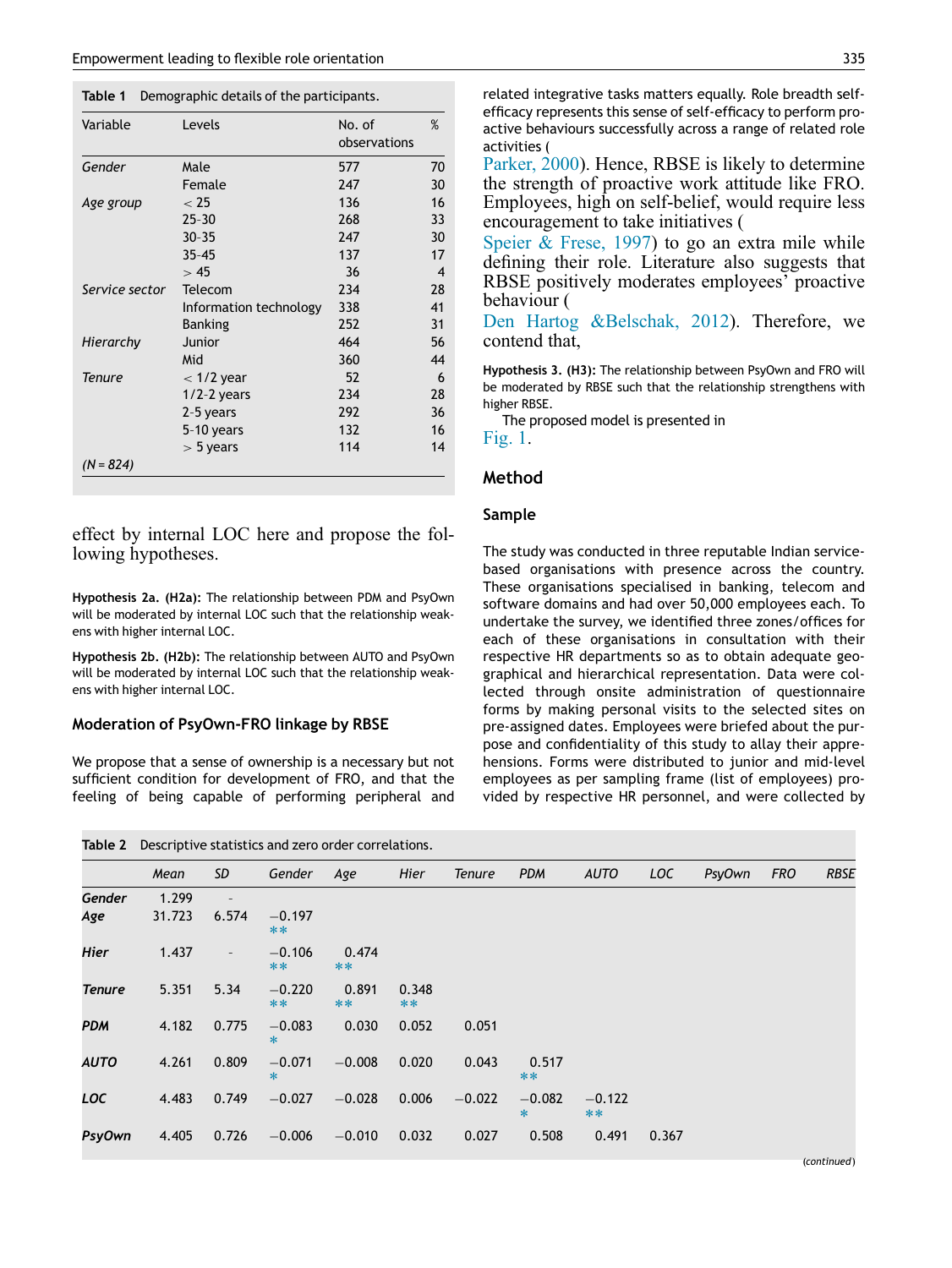**Table 1** Demographic details of the participants.

| Variable | Levels | No. of observations | % |
|---|---|---|---|
| *Gender* | Male | 577 | 70 |
| | Female | 247 | 30 |
| *Age group* | < 25 | 136 | 16 |
| | 25-30 | 268 | 33 |
| | 30-35 | 247 | 30 |
| | 35-45 | 137 | 17 |
| | > 45 | 36 | 4 |
| *Service sector* | Telecom | 234 | 28 |
| | Information technology | 338 | 41 |
| | Banking | 252 | 31 |
| *Hierarchy* | Junior | 464 | 56 |
| | Mid | 360 | 44 |
| *Tenure* | < 1/2 year | 52 | 6 |
| | 1/2-2 years | 234 | 28 |
| | 2-5 years | 292 | 36 |
| | 5-10 years | 132 | 16 |
| | > 5 years | 114 | 14 |
| *(N = 824)* | | | |

effect by internal LOC here and propose the following hypotheses.

**Hypothesis 2a. (H2a):** The relationship between PDM and PsyOwn will be moderated by internal LOC such that the relationship weakens with higher internal LOC.

**Hypothesis 2b. (H2b):** The relationship between AUTO and PsyOwn will be moderated by internal LOC such that the relationship weakens with higher internal LOC.

### Moderation of PsyOwn-FRO linkage by RBSE

We propose that a sense of ownership is a necessary but not sufficient condition for development of FRO, and that the feeling of being capable of performing peripheral and related integrative tasks matters equally. Role breadth self-efficacy represents this sense of self-efficacy to perform proactive behaviours successfully across a range of related role activities (Parker, 2000). Hence, RBSE is likely to determine the strength of proactive work attitude like FRO. Employees, high on self-belief, would require less encouragement to take initiatives (Speier & Frese, 1997) to go an extra mile while defining their role. Literature also suggests that RBSE positively moderates employees' proactive behaviour (Den Hartog &Belschak, 2012). Therefore, we contend that,

**Hypothesis 3. (H3):** The relationship between PsyOwn and FRO will be moderated by RBSE such that the relationship strengthens with higher RBSE.

The proposed model is presented in Fig. 1.

## Method

### Sample

The study was conducted in three reputable Indian service-based organisations with presence across the country. These organisations specialised in banking, telecom and software domains and had over 50,000 employees each. To undertake the survey, we identified three zones/offices for each of these organisations in consultation with their respective HR departments so as to obtain adequate geographical and hierarchical representation. Data were collected through onsite administration of questionnaire forms by making personal visits to the selected sites on pre-assigned dates. Employees were briefed about the purpose and confidentiality of this study to allay their apprehensions. Forms were distributed to junior and mid-level employees as per sampling frame (list of employees) provided by respective HR personnel, and were collected by

**Table 2** Descriptive statistics and zero order correlations.

| | Mean | SD | Gender | Age | Hier | Tenure | PDM | AUTO | LOC | PsyOwn | FRO | RBSE |
|---|---|---|---|---|---|---|---|---|---|---|---|---|
| **Gender** | 1.299 | - | | | | | | | | | | |
| **Age** | 31.723 | 6.574 | −0.197** | | | | | | | | | |
| **Hier** | 1.437 | - | −0.106** | 0.474** | | | | | | | | |
| **Tenure** | 5.351 | 5.34 | −0.220** | 0.891** | 0.348** | | | | | | | |
| **PDM** | 4.182 | 0.775 | −0.083* | 0.030 | 0.052 | 0.051 | | | | | | |
| **AUTO** | 4.261 | 0.809 | −0.071* | −0.008 | 0.020 | 0.043 | 0.517** | | | | | |
| **LOC** | 4.483 | 0.749 | −0.027 | −0.028 | 0.006 | −0.022 | −0.082* | −0.122** | | | | |
| **PsyOwn** | 4.405 | 0.726 | −0.006 | −0.010 | 0.032 | 0.027 | 0.508 | 0.491 | 0.367 | | | |

(*continued*)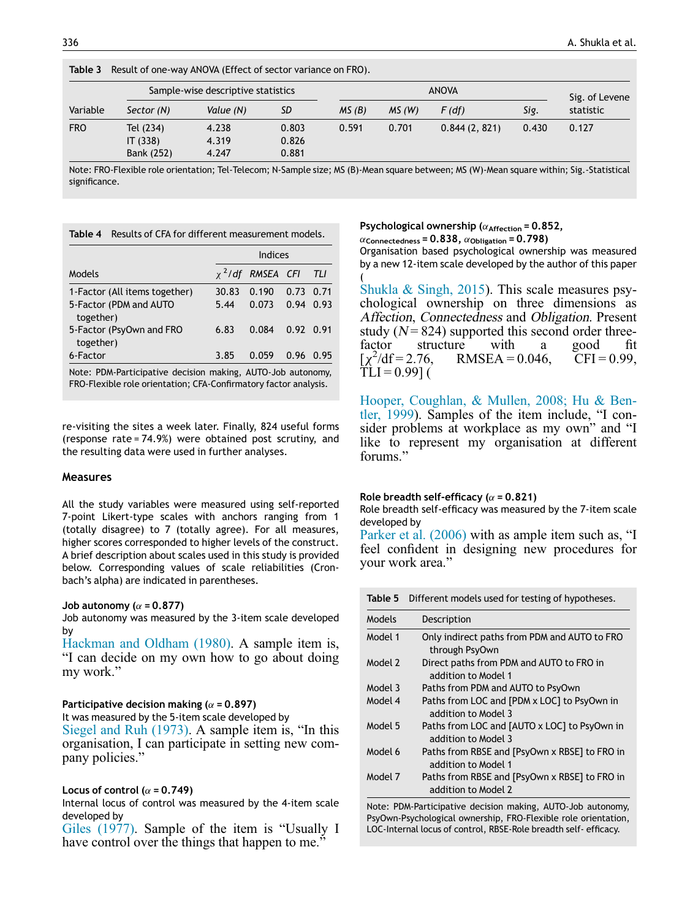**Table 3** Result of one-way ANOVA (Effect of sector variance on FRO).

| | Sample-wise descriptive statistics | | | ANOVA | | | | Sig. of Levene statistic |
|---|---|---|---|---|---|---|---|---|
| Variable | *Sector (N)* | *Value (N)* | *SD* | *MS (B)* | *MS (W)* | *F (df)* | *Sig.* | |
| FRO | Tel (234) | 4.238 | 0.803 | 0.591 | 0.701 | 0.844 (2, 821) | 0.430 | 0.127 |
| | IT (338) | 4.319 | 0.826 | | | | | |
| | Bank (252) | 4.247 | 0.881 | | | | | |

Note: FRO-Flexible role orientation; Tel-Telecom; N-Sample size; MS (B)-Mean square between; MS (W)-Mean square within; Sig.-Statistical significance.

**Table 4** Results of CFA for different measurement models.

| | Indices | | | |
|---|---|---|---|---|
| Models | $\chi^2/df$ | *RMSEA* | *CFI* | *TLI* |
| 1-Factor (All items together) | 30.83 | 0.190 | 0.73 | 0.71 |
| 5-Factor (PDM and AUTO together) | 5.44 | 0.073 | 0.94 | 0.93 |
| 5-Factor (PsyOwn and FRO together) | 6.83 | 0.084 | 0.92 | 0.91 |
| 6-Factor | 3.85 | 0.059 | 0.96 | 0.95 |

Note: PDM-Participative decision making, AUTO-Job autonomy, FRO-Flexible role orientation; CFA-Confirmatory factor analysis.

re-visiting the sites a week later. Finally, 824 useful forms (response rate = 74.9%) were obtained post scrutiny, and the resulting data were used in further analyses.

## Measures

All the study variables were measured using self-reported 7-point Likert-type scales with anchors ranging from 1 (totally disagree) to 7 (totally agree). For all measures, higher scores corresponded to higher levels of the construct. A brief description about scales used in this study is provided below. Corresponding values of scale reliabilities (Cronbach's alpha) are indicated in parentheses.

### Job autonomy ($\alpha$ = 0.877)

Job autonomy was measured by the 3-item scale developed by Hackman and Oldham (1980). A sample item is, "I can decide on my own how to go about doing my work."

### Participative decision making ($\alpha$ = 0.897)

It was measured by the 5-item scale developed by Siegel and Ruh (1973). A sample item is, "In this organisation, I can participate in setting new company policies."

### Locus of control ($\alpha$ = 0.749)

Internal locus of control was measured by the 4-item scale developed by Giles (1977). Sample of the item is "Usually I have control over the things that happen to me."

### Psychological ownership ($\alpha_{Affection}$ = 0.852, $\alpha_{Connectedness}$ = 0.838, $\alpha_{Obligation}$ = 0.798)

Organisation based psychological ownership was measured by a new 12-item scale developed by the author of this paper (Shukla & Singh, 2015). This scale measures psychological ownership on three dimensions as *Affection*, *Connectedness* and *Obligation*. Present study ($N$ = 824) supported this second order three-factor structure with a good fit [$\chi^2$/df = 2.76, RMSEA = 0.046, CFI = 0.99, TLI = 0.99] (Hooper, Coughlan, & Mullen, 2008; Hu & Bentler, 1999). Samples of the item include, "I consider problems at workplace as my own" and "I like to represent my organisation at different forums."

### Role breadth self-efficacy ($\alpha$ = 0.821)

Role breadth self-efficacy was measured by the 7-item scale developed by Parker et al. (2006) with as ample item such as, "I feel confident in designing new procedures for your work area."

**Table 5** Different models used for testing of hypotheses.

| Models | Description |
|---|---|
| Model 1 | Only indirect paths from PDM and AUTO to FRO through PsyOwn |
| Model 2 | Direct paths from PDM and AUTO to FRO in addition to Model 1 |
| Model 3 | Paths from PDM and AUTO to PsyOwn |
| Model 4 | Paths from LOC and [PDM x LOC] to PsyOwn in addition to Model 3 |
| Model 5 | Paths from LOC and [AUTO x LOC] to PsyOwn in addition to Model 3 |
| Model 6 | Paths from RBSE and [PsyOwn x RBSE] to FRO in addition to Model 1 |
| Model 7 | Paths from RBSE and [PsyOwn x RBSE] to FRO in addition to Model 2 |

Note: PDM-Participative decision making, AUTO-Job autonomy, PsyOwn-Psychological ownership, FRO-Flexible role orientation, LOC-Internal locus of control, RBSE-Role breadth self- efficacy.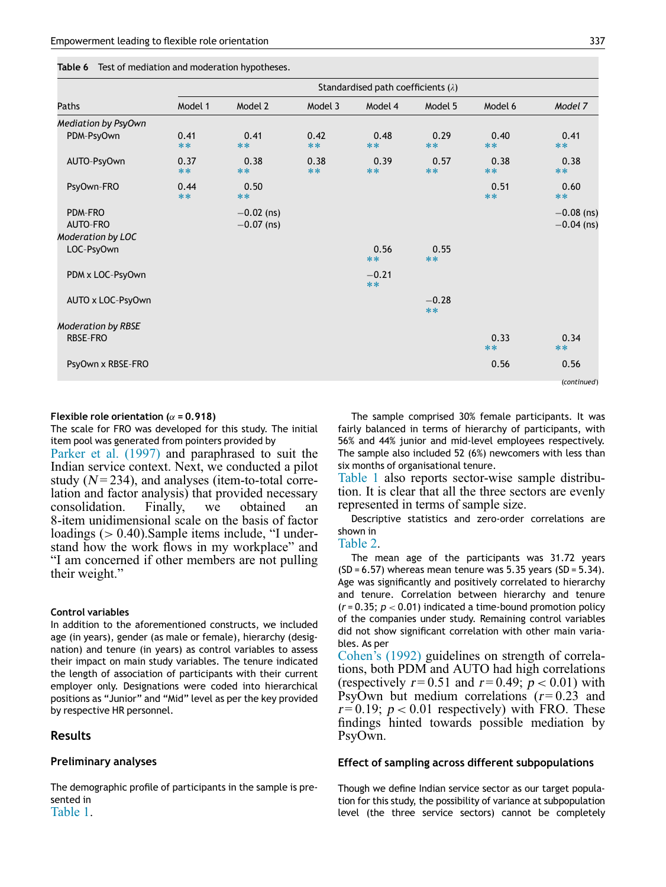**Table 6** Test of mediation and moderation hypotheses.

| Paths | Standardised path coefficients (λ) | | | | | | |
|---|---|---|---|---|---|---|---|
| | Model 1 | Model 2 | Model 3 | Model 4 | Model 5 | Model 6 | *Model 7* |
| *Mediation by PsyOwn* | | | | | | | |
| PDM-PsyOwn | 0.41 ** | 0.41 ** | 0.42 ** | 0.48 ** | 0.29 ** | 0.40 ** | 0.41 ** |
| AUTO-PsyOwn | 0.37 ** | 0.38 ** | 0.38 ** | 0.39 ** | 0.57 ** | 0.38 ** | 0.38 ** |
| PsyOwn-FRO | 0.44 ** | 0.50 ** | | | | 0.51 ** | 0.60 ** |
| PDM-FRO | | −0.02 (ns) | | | | | −0.08 (ns) |
| AUTO-FRO | | −0.07 (ns) | | | | | −0.04 (ns) |
| *Moderation by LOC* | | | | | | | |
| LOC-PsyOwn | | | | 0.56 ** | 0.55 ** | | |
| PDM x LOC-PsyOwn | | | | −0.21 ** | | | |
| AUTO x LOC-PsyOwn | | | | | −0.28 ** | | |
| *Moderation by RBSE* | | | | | | | |
| RBSE-FRO | | | | | | 0.33 ** | 0.34 ** |
| PsyOwn x RBSE-FRO | | | | | | 0.56 | 0.56 |

(*continued*)

#### Flexible role orientation ($\alpha$ = 0.918)

The scale for FRO was developed for this study. The initial item pool was generated from pointers provided by Parker et al. (1997) and paraphrased to suit the Indian service context. Next, we conducted a pilot study ($N$ = 234), and analyses (item-to-total correlation and factor analysis) that provided necessary consolidation. Finally, we obtained an 8-item unidimensional scale on the basis of factor loadings (> 0.40).Sample items include, "I understand how the work flows in my workplace" and "I am concerned if other members are not pulling their weight."

#### Control variables

In addition to the aforementioned constructs, we included age (in years), gender (as male or female), hierarchy (designation) and tenure (in years) as control variables to assess their impact on main study variables. The tenure indicated the length of association of participants with their current employer only. Designations were coded into hierarchical positions as "Junior" and "Mid" level as per the key provided by respective HR personnel.

## Results

### Preliminary analyses

The demographic profile of participants in the sample is presented in Table 1.

The sample comprised 30% female participants. It was fairly balanced in terms of hierarchy of participants, with 56% and 44% junior and mid-level employees respectively. The sample also included 52 (6%) newcomers with less than six months of organisational tenure. Table 1 also reports sector-wise sample distribution. It is clear that all the three sectors are evenly represented in terms of sample size.

Descriptive statistics and zero-order correlations are shown in Table 2.

The mean age of the participants was 31.72 years (SD = 6.57) whereas mean tenure was 5.35 years (SD = 5.34). Age was significantly and positively correlated to hierarchy and tenure. Correlation between hierarchy and tenure ($r$ = 0.35; $p$ < 0.01) indicated a time-bound promotion policy of the companies under study. Remaining control variables did not show significant correlation with other main variables. As per Cohen's (1992) guidelines on strength of correlations, both PDM and AUTO had high correlations (respectively $r$ = 0.51 and $r$ = 0.49; $p$ < 0.01) with PsyOwn but medium correlations ($r$ = 0.23 and $r$ = 0.19; $p$ < 0.01 respectively) with FRO. These findings hinted towards possible mediation by PsyOwn.

### Effect of sampling across different subpopulations

Though we define Indian service sector as our target population for this study, the possibility of variance at subpopulation level (the three service sectors) cannot be completely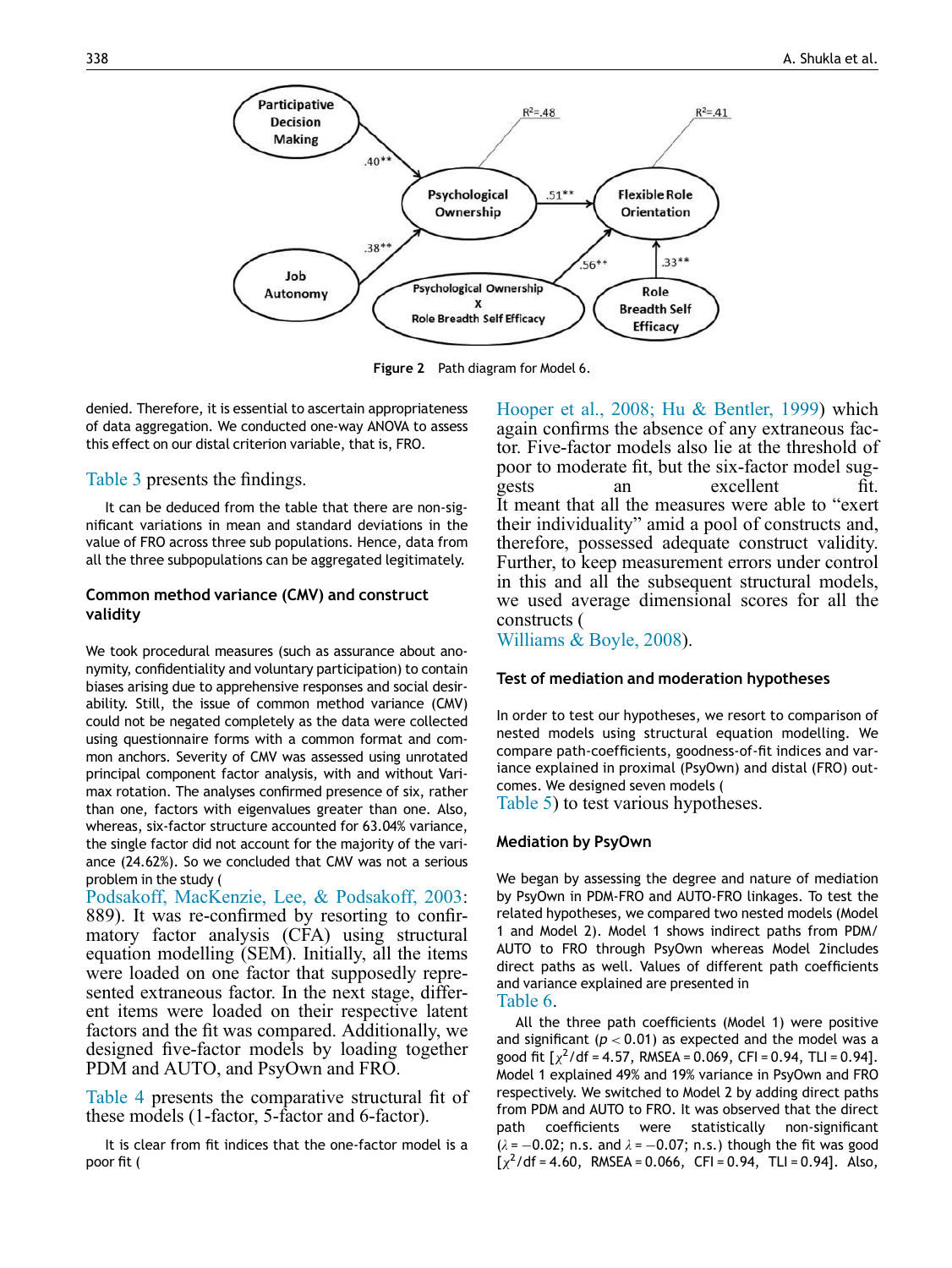Figure 2 Path diagram for Model 6.

denied. Therefore, it is essential to ascertain appropriateness of data aggregation. We conducted one-way ANOVA to assess this effect on our distal criterion variable, that is, FRO.

Table 3 presents the findings.

It can be deduced from the table that there are non-significant variations in mean and standard deviations in the value of FRO across three sub populations. Hence, data from all the three subpopulations can be aggregated legitimately.

### Common method variance (CMV) and construct validity

We took procedural measures (such as assurance about anonymity, confidentiality and voluntary participation) to contain biases arising due to apprehensive responses and social desirability. Still, the issue of common method variance (CMV) could not be negated completely as the data were collected using questionnaire forms with a common format and common anchors. Severity of CMV was assessed using unrotated principal component factor analysis, with and without Varimax rotation. The analyses confirmed presence of six, rather than one, factors with eigenvalues greater than one. Also, whereas, six-factor structure accounted for 63.04% variance, the single factor did not account for the majority of the variance (24.62%). So we concluded that CMV was not a serious problem in the study (Podsakoff, MacKenzie, Lee, & Podsakoff, 2003: 889). It was re-confirmed by resorting to confirmatory factor analysis (CFA) using structural equation modelling (SEM). Initially, all the items were loaded on one factor that supposedly represented extraneous factor. In the next stage, different items were loaded on their respective latent factors and the fit was compared. Additionally, we designed five-factor models by loading together PDM and AUTO, and PsyOwn and FRO.

Table 4 presents the comparative structural fit of these models (1-factor, 5-factor and 6-factor).

It is clear from fit indices that the one-factor model is a poor fit (Hooper et al., 2008; Hu & Bentler, 1999) which again confirms the absence of any extraneous factor. Five-factor models also lie at the threshold of poor to moderate fit, but the six-factor model suggests an excellent fit. It meant that all the measures were able to "exert their individuality" amid a pool of constructs and, therefore, possessed adequate construct validity. Further, to keep measurement errors under control in this and all the subsequent structural models, we used average dimensional scores for all the constructs (Williams & Boyle, 2008).

### Test of mediation and moderation hypotheses

In order to test our hypotheses, we resort to comparison of nested models using structural equation modelling. We compare path-coefficients, goodness-of-fit indices and variance explained in proximal (PsyOwn) and distal (FRO) outcomes. We designed seven models (Table 5) to test various hypotheses.

### Mediation by PsyOwn

We began by assessing the degree and nature of mediation by PsyOwn in PDM-FRO and AUTO-FRO linkages. To test the related hypotheses, we compared two nested models (Model 1 and Model 2). Model 1 shows indirect paths from PDM/AUTO to FRO through PsyOwn whereas Model 2includes direct paths as well. Values of different path coefficients and variance explained are presented in Table 6.

All the three path coefficients (Model 1) were positive and significant ($p < 0.01$) as expected and the model was a good fit [$\chi^2$/df = 4.57, RMSEA = 0.069, CFI = 0.94, TLI = 0.94]. Model 1 explained 49% and 19% variance in PsyOwn and FRO respectively. We switched to Model 2 by adding direct paths from PDM and AUTO to FRO. It was observed that the direct path coefficients were statistically non-significant ($\lambda = -0.02$; n.s. and $\lambda = -0.07$; n.s.) though the fit was good [$\chi^2$/df = 4.60, RMSEA = 0.066, CFI = 0.94, TLI = 0.94]. Also,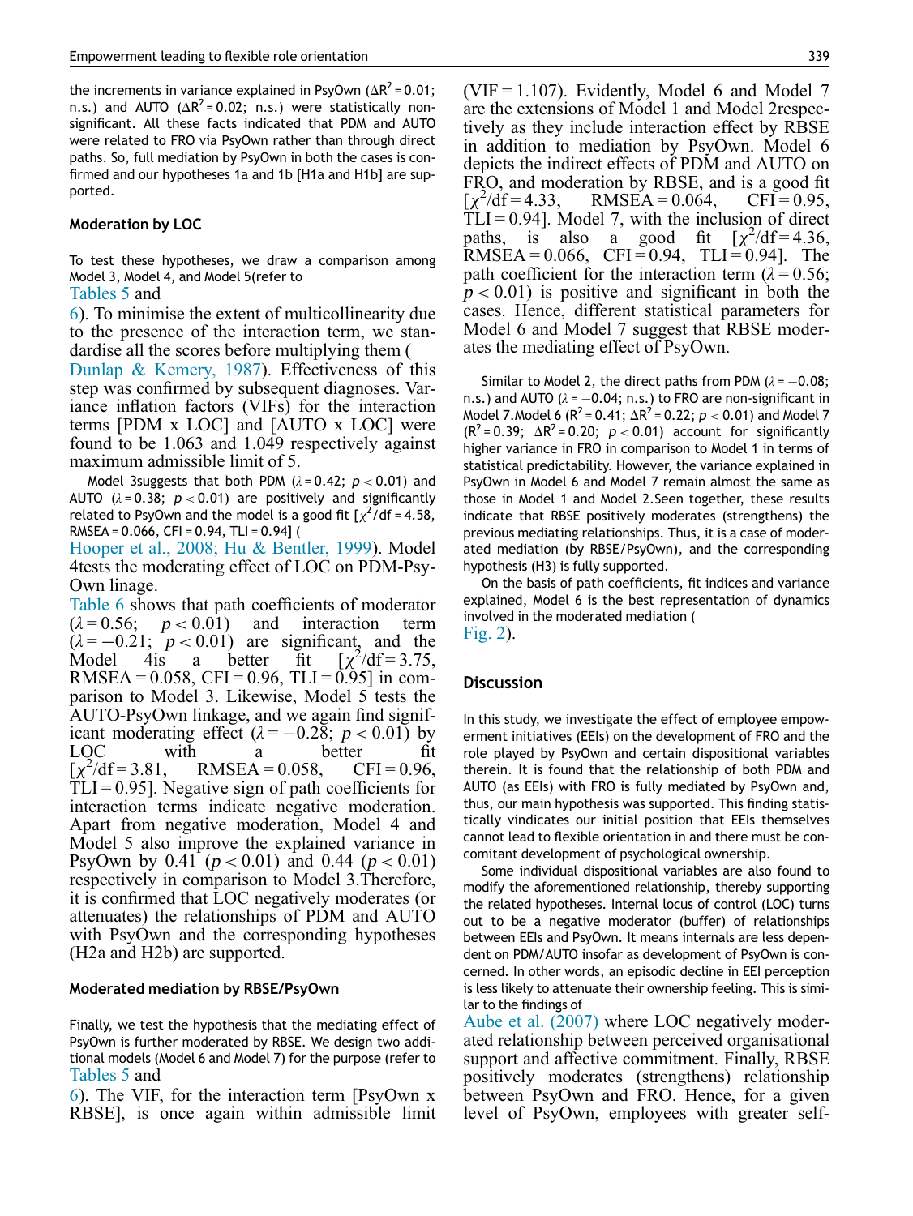the increments in variance explained in PsyOwn ($\Delta R^2 = 0.01$; n.s.) and AUTO ($\Delta R^2 = 0.02$; n.s.) were statistically non-significant. All these facts indicated that PDM and AUTO were related to FRO via PsyOwn rather than through direct paths. So, full mediation by PsyOwn in both the cases is confirmed and our hypotheses 1a and 1b [H1a and H1b] are supported.

### Moderation by LOC

To test these hypotheses, we draw a comparison among Model 3, Model 4, and Model 5(refer to Tables 5 and 6). To minimise the extent of multicollinearity due to the presence of the interaction term, we standardise all the scores before multiplying them (Dunlap & Kemery, 1987). Effectiveness of this step was confirmed by subsequent diagnoses. Variance inflation factors (VIFs) for the interaction terms [PDM x LOC] and [AUTO x LOC] were found to be 1.063 and 1.049 respectively against maximum admissible limit of 5.

Model 3suggests that both PDM ($\lambda = 0.42$; $p < 0.01$) and AUTO ($\lambda = 0.38$; $p < 0.01$) are positively and significantly related to PsyOwn and the model is a good fit [$\chi^2$/df = 4.58, RMSEA = 0.066, CFI = 0.94, TLI = 0.94] (Hooper et al., 2008; Hu & Bentler, 1999). Model 4tests the moderating effect of LOC on PDM-PsyOwn linage. Table 6 shows that path coefficients of moderator ($\lambda = 0.56$; $p < 0.01$) and interaction term ($\lambda = -0.21$; $p < 0.01$) are significant, and the Model 4is a better fit [$\chi^2$/df = 3.75, RMSEA = 0.058, CFI = 0.96, TLI = 0.95] in comparison to Model 3. Likewise, Model 5 tests the AUTO-PsyOwn linkage, and we again find significant moderating effect ($\lambda = -0.28$; $p < 0.01$) by LOC with a better fit [$\chi^2$/df = 3.81, RMSEA = 0.058, CFI = 0.96, TLI = 0.95]. Negative sign of path coefficients for interaction terms indicate negative moderation. Apart from negative moderation, Model 4 and Model 5 also improve the explained variance in PsyOwn by 0.41 ($p < 0.01$) and 0.44 ($p < 0.01$) respectively in comparison to Model 3.Therefore, it is confirmed that LOC negatively moderates (or attenuates) the relationships of PDM and AUTO with PsyOwn and the corresponding hypotheses (H2a and H2b) are supported.

### Moderated mediation by RBSE/PsyOwn

Finally, we test the hypothesis that the mediating effect of PsyOwn is further moderated by RBSE. We design two additional models (Model 6 and Model 7) for the purpose (refer to Tables 5 and 6). The VIF, for the interaction term [PsyOwn x RBSE], is once again within admissible limit (VIF = 1.107). Evidently, Model 6 and Model 7 are the extensions of Model 1 and Model 2respectively as they include interaction effect by RBSE in addition to mediation by PsyOwn. Model 6 depicts the indirect effects of PDM and AUTO on FRO, and moderation by RBSE, and is a good fit [$\chi^2$/df = 4.33, RMSEA = 0.064, CFI = 0.95, TLI = 0.94]. Model 7, with the inclusion of direct paths, is also a good fit [$\chi^2$/df = 4.36, RMSEA = 0.066, CFI = 0.94, TLI = 0.94]. The path coefficient for the interaction term ($\lambda = 0.56$; $p < 0.01$) is positive and significant in both the cases. Hence, different statistical parameters for Model 6 and Model 7 suggest that RBSE moderates the mediating effect of PsyOwn.

Similar to Model 2, the direct paths from PDM ($\lambda = -0.08$; n.s.) and AUTO ($\lambda = -0.04$; n.s.) to FRO are non-significant in Model 7.Model 6 ($R^2 = 0.41$; $\Delta R^2 = 0.22$; $p < 0.01$) and Model 7 ($R^2 = 0.39$; $\Delta R^2 = 0.20$; $p < 0.01$) account for significantly higher variance in FRO in comparison to Model 1 in terms of statistical predictability. However, the variance explained in PsyOwn in Model 6 and Model 7 remain almost the same as those in Model 1 and Model 2.Seen together, these results indicate that RBSE positively moderates (strengthens) the previous mediating relationships. Thus, it is a case of moderated mediation (by RBSE/PsyOwn), and the corresponding hypothesis (H3) is fully supported.

On the basis of path coefficients, fit indices and variance explained, Model 6 is the best representation of dynamics involved in the moderated mediation (Fig. 2).

## Discussion

In this study, we investigate the effect of employee empowerment initiatives (EEIs) on the development of FRO and the role played by PsyOwn and certain dispositional variables therein. It is found that the relationship of both PDM and AUTO (as EEIs) with FRO is fully mediated by PsyOwn and, thus, our main hypothesis was supported. This finding statistically vindicates our initial position that EEIs themselves cannot lead to flexible orientation in and there must be concomitant development of psychological ownership.

Some individual dispositional variables are also found to modify the aforementioned relationship, thereby supporting the related hypotheses. Internal locus of control (LOC) turns out to be a negative moderator (buffer) of relationships between EEIs and PsyOwn. It means internals are less dependent on PDM/AUTO insofar as development of PsyOwn is concerned. In other words, an episodic decline in EEI perception is less likely to attenuate their ownership feeling. This is similar to the findings of Aube et al. (2007) where LOC negatively moderated relationship between perceived organisational support and affective commitment. Finally, RBSE positively moderates (strengthens) relationship between PsyOwn and FRO. Hence, for a given level of PsyOwn, employees with greater self-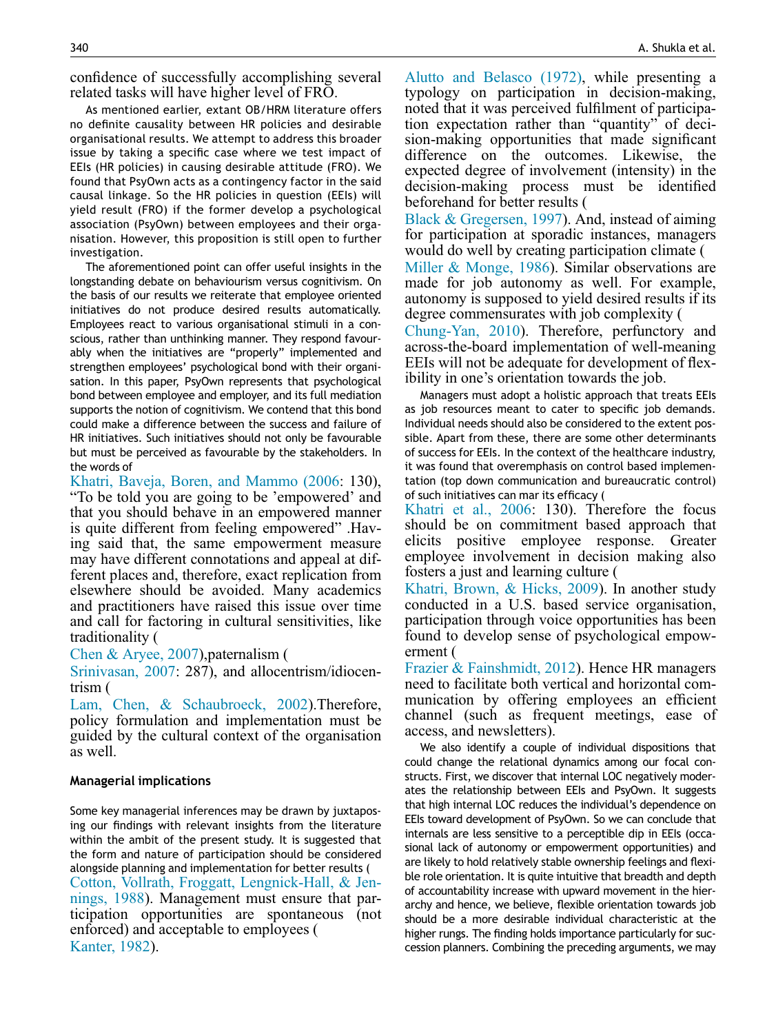confidence of successfully accomplishing several related tasks will have higher level of FRO.

As mentioned earlier, extant OB/HRM literature offers no definite causality between HR policies and desirable organisational results. We attempt to address this broader issue by taking a specific case where we test impact of EEIs (HR policies) in causing desirable attitude (FRO). We found that PsyOwn acts as a contingency factor in the said causal linkage. So the HR policies in question (EEIs) will yield result (FRO) if the former develop a psychological association (PsyOwn) between employees and their organisation. However, this proposition is still open to further investigation.

The aforementioned point can offer useful insights in the longstanding debate on behaviourism versus cognitivism. On the basis of our results we reiterate that employee oriented initiatives do not produce desired results automatically. Employees react to various organisational stimuli in a conscious, rather than unthinking manner. They respond favourably when the initiatives are "properly" implemented and strengthen employees' psychological bond with their organisation. In this paper, PsyOwn represents that psychological bond between employee and employer, and its full mediation supports the notion of cognitivism. We contend that this bond could make a difference between the success and failure of HR initiatives. Such initiatives should not only be favourable but must be perceived as favourable by the stakeholders. In the words of Khatri, Baveja, Boren, and Mammo (2006: 130), "To be told you are going to be 'empowered' and that you should behave in an empowered manner is quite different from feeling empowered" .Having said that, the same empowerment measure may have different connotations and appeal at different places and, therefore, exact replication from elsewhere should be avoided. Many academics and practitioners have raised this issue over time and call for factoring in cultural sensitivities, like traditionality (Chen & Aryee, 2007),paternalism (Srinivasan, 2007: 287), and allocentrism/idiocentrism (Lam, Chen, & Schaubroeck, 2002).Therefore, policy formulation and implementation must be guided by the cultural context of the organisation as well.

### Managerial implications

Some key managerial inferences may be drawn by juxtaposing our findings with relevant insights from the literature within the ambit of the present study. It is suggested that the form and nature of participation should be considered alongside planning and implementation for better results (Cotton, Vollrath, Froggatt, Lengnick-Hall, & Jennings, 1988). Management must ensure that participation opportunities are spontaneous (not enforced) and acceptable to employees (Kanter, 1982). Alutto and Belasco (1972), while presenting a typology on participation in decision-making, noted that it was perceived fulfilment of participation expectation rather than "quantity" of decision-making opportunities that made significant difference on the outcomes. Likewise, the expected degree of involvement (intensity) in the decision-making process must be identified beforehand for better results (Black & Gregersen, 1997). And, instead of aiming for participation at sporadic instances, managers would do well by creating participation climate (Miller & Monge, 1986). Similar observations are made for job autonomy as well. For example, autonomy is supposed to yield desired results if its degree commensurates with job complexity (Chung-Yan, 2010). Therefore, perfunctory and across-the-board implementation of well-meaning EEIs will not be adequate for development of flexibility in one's orientation towards the job.

Managers must adopt a holistic approach that treats EEIs as job resources meant to cater to specific job demands. Individual needs should also be considered to the extent possible. Apart from these, there are some other determinants of success for EEIs. In the context of the healthcare industry, it was found that overemphasis on control based implementation (top down communication and bureaucratic control) of such initiatives can mar its efficacy (Khatri et al., 2006: 130). Therefore the focus should be on commitment based approach that elicits positive employee response. Greater employee involvement in decision making also fosters a just and learning culture (Khatri, Brown, & Hicks, 2009). In another study conducted in a U.S. based service organisation, participation through voice opportunities has been found to develop sense of psychological empowerment (Frazier & Fainshmidt, 2012). Hence HR managers need to facilitate both vertical and horizontal communication by offering employees an efficient channel (such as frequent meetings, ease of access, and newsletters).

We also identify a couple of individual dispositions that could change the relational dynamics among our focal constructs. First, we discover that internal LOC negatively moderates the relationship between EEIs and PsyOwn. It suggests that high internal LOC reduces the individual's dependence on EEIs toward development of PsyOwn. So we can conclude that internals are less sensitive to a perceptible dip in EEIs (occasional lack of autonomy or empowerment opportunities) and are likely to hold relatively stable ownership feelings and flexible role orientation. It is quite intuitive that breadth and depth of accountability increase with upward movement in the hierarchy and hence, we believe, flexible orientation towards job should be a more desirable individual characteristic at the higher rungs. The finding holds importance particularly for succession planners. Combining the preceding arguments, we may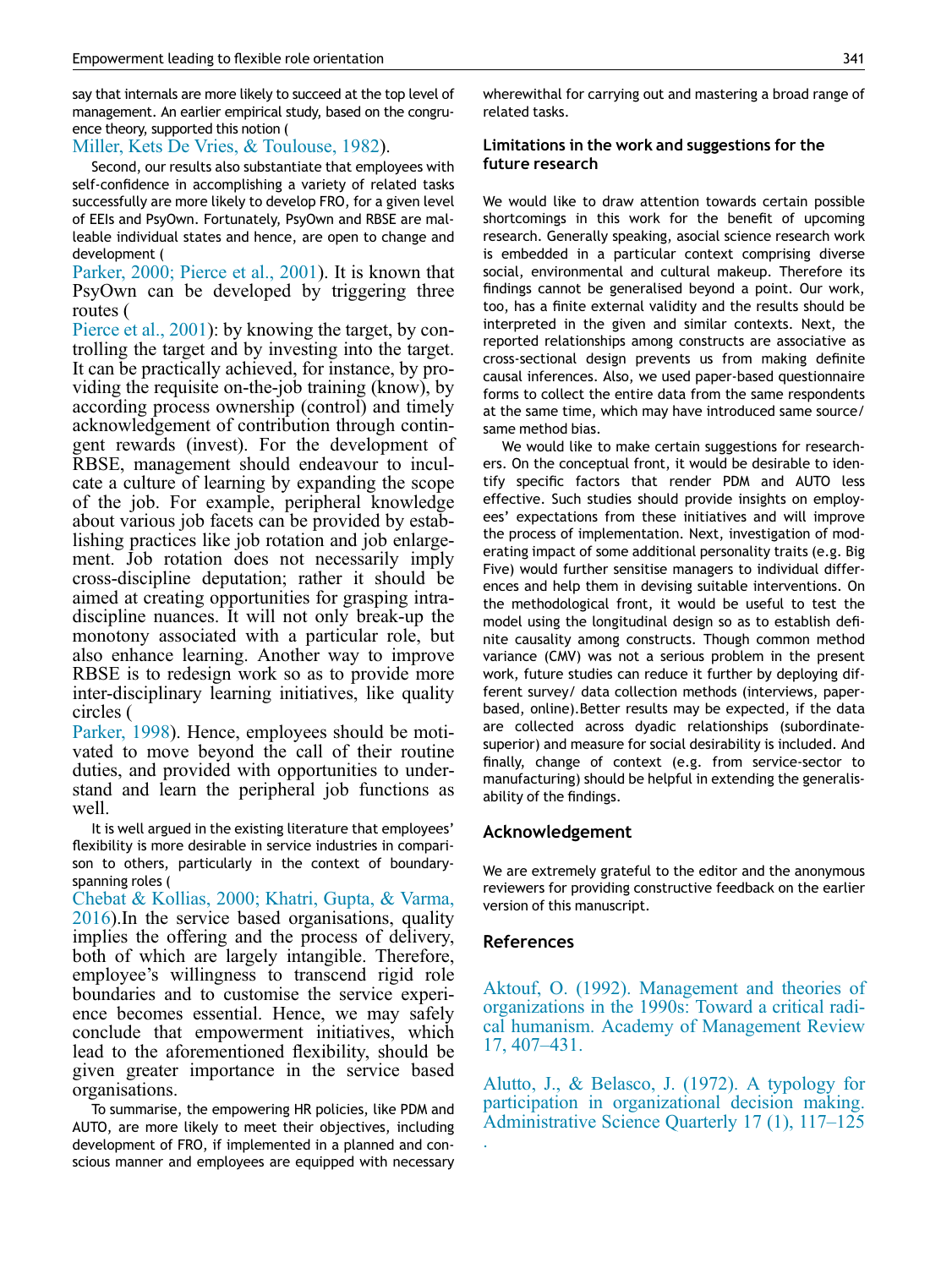say that internals are more likely to succeed at the top level of management. An earlier empirical study, based on the congruence theory, supported this notion (Miller, Kets De Vries, & Toulouse, 1982).

Second, our results also substantiate that employees with self-confidence in accomplishing a variety of related tasks successfully are more likely to develop FRO, for a given level of EEIs and PsyOwn. Fortunately, PsyOwn and RBSE are malleable individual states and hence, are open to change and development (Parker, 2000; Pierce et al., 2001). It is known that PsyOwn can be developed by triggering three routes (Pierce et al., 2001): by knowing the target, by controlling the target and by investing into the target. It can be practically achieved, for instance, by providing the requisite on-the-job training (know), by according process ownership (control) and timely acknowledgement of contribution through contingent rewards (invest). For the development of RBSE, management should endeavour to inculcate a culture of learning by expanding the scope of the job. For example, peripheral knowledge about various job facets can be provided by establishing practices like job rotation and job enlargement. Job rotation does not necessarily imply cross-discipline deputation; rather it should be aimed at creating opportunities for grasping intra-discipline nuances. It will not only break-up the monotony associated with a particular role, but also enhance learning. Another way to improve RBSE is to redesign work so as to provide more inter-disciplinary learning initiatives, like quality circles (Parker, 1998). Hence, employees should be motivated to move beyond the call of their routine duties, and provided with opportunities to understand and learn the peripheral job functions as well.

It is well argued in the existing literature that employees' flexibility is more desirable in service industries in comparison to others, particularly in the context of boundary-spanning roles (Chebat & Kollias, 2000; Khatri, Gupta, & Varma, 2016).In the service based organisations, quality implies the offering and the process of delivery, both of which are largely intangible. Therefore, employee's willingness to transcend rigid role boundaries and to customise the service experience becomes essential. Hence, we may safely conclude that empowerment initiatives, which lead to the aforementioned flexibility, should be given greater importance in the service based organisations.

To summarise, the empowering HR policies, like PDM and AUTO, are more likely to meet their objectives, including development of FRO, if implemented in a planned and conscious manner and employees are equipped with necessary wherewithal for carrying out and mastering a broad range of related tasks.

## Limitations in the work and suggestions for the future research

We would like to draw attention towards certain possible shortcomings in this work for the benefit of upcoming research. Generally speaking, asocial science research work is embedded in a particular context comprising diverse social, environmental and cultural makeup. Therefore its findings cannot be generalised beyond a point. Our work, too, has a finite external validity and the results should be interpreted in the given and similar contexts. Next, the reported relationships among constructs are associative as cross-sectional design prevents us from making definite causal inferences. Also, we used paper-based questionnaire forms to collect the entire data from the same respondents at the same time, which may have introduced same source/ same method bias.

We would like to make certain suggestions for researchers. On the conceptual front, it would be desirable to identify specific factors that render PDM and AUTO less effective. Such studies should provide insights on employees' expectations from these initiatives and will improve the process of implementation. Next, investigation of moderating impact of some additional personality traits (e.g. Big Five) would further sensitise managers to individual differences and help them in devising suitable interventions. On the methodological front, it would be useful to test the model using the longitudinal design so as to establish definite causality among constructs. Though common method variance (CMV) was not a serious problem in the present work, future studies can reduce it further by deploying different survey/ data collection methods (interviews, paper-based, online).Better results may be expected, if the data are collected across dyadic relationships (subordinate-superior) and measure for social desirability is included. And finally, change of context (e.g. from service-sector to manufacturing) should be helpful in extending the generalisability of the findings.

## Acknowledgement

We are extremely grateful to the editor and the anonymous reviewers for providing constructive feedback on the earlier version of this manuscript.

## References

Aktouf, O. (1992). Management and theories of organizations in the 1990s: Toward a critical radical humanism. Academy of Management Review 17, 407–431.

Alutto, J., & Belasco, J. (1972). A typology for participation in organizational decision making. Administrative Science Quarterly 17 (1), 117–125 .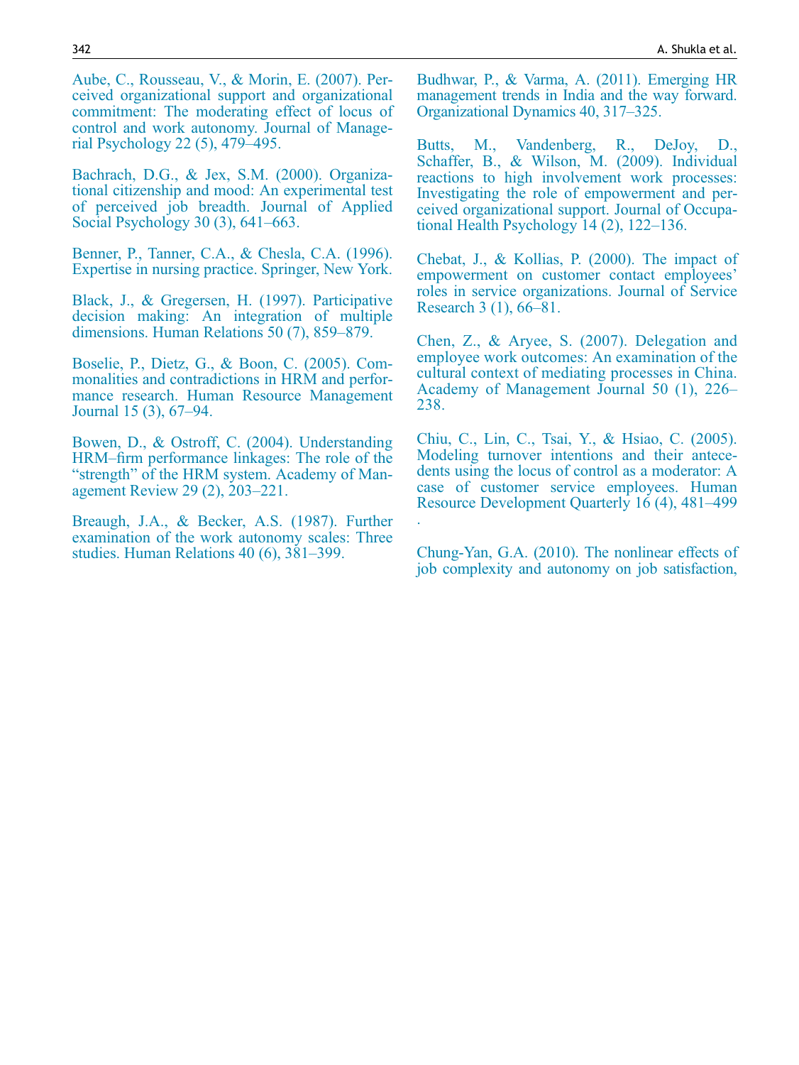Aube, C., Rousseau, V., & Morin, E. (2007). Perceived organizational support and organizational commitment: The moderating effect of locus of control and work autonomy. Journal of Managerial Psychology 22 (5), 479–495.

Bachrach, D.G., & Jex, S.M. (2000). Organizational citizenship and mood: An experimental test of perceived job breadth. Journal of Applied Social Psychology 30 (3), 641–663.

Benner, P., Tanner, C.A., & Chesla, C.A. (1996). Expertise in nursing practice. Springer, New York.

Black, J., & Gregersen, H. (1997). Participative decision making: An integration of multiple dimensions. Human Relations 50 (7), 859–879.

Boselie, P., Dietz, G., & Boon, C. (2005). Commonalities and contradictions in HRM and performance research. Human Resource Management Journal 15 (3), 67–94.

Bowen, D., & Ostroff, C. (2004). Understanding HRM–firm performance linkages: The role of the "strength" of the HRM system. Academy of Management Review 29 (2), 203–221.

Breaugh, J.A., & Becker, A.S. (1987). Further examination of the work autonomy scales: Three studies. Human Relations 40 (6), 381–399.

Budhwar, P., & Varma, A. (2011). Emerging HR management trends in India and the way forward. Organizational Dynamics 40, 317–325.

Butts, M., Vandenberg, R., DeJoy, D., Schaffer, B., & Wilson, M. (2009). Individual reactions to high involvement work processes: Investigating the role of empowerment and perceived organizational support. Journal of Occupational Health Psychology 14 (2), 122–136.

Chebat, J., & Kollias, P. (2000). The impact of empowerment on customer contact employees' roles in service organizations. Journal of Service Research 3 (1), 66–81.

Chen, Z., & Aryee, S. (2007). Delegation and employee work outcomes: An examination of the cultural context of mediating processes in China. Academy of Management Journal 50 (1), 226–238.

Chiu, C., Lin, C., Tsai, Y., & Hsiao, C. (2005). Modeling turnover intentions and their antecedents using the locus of control as a moderator: A case of customer service employees. Human Resource Development Quarterly 16 (4), 481–499 .

Chung-Yan, G.A. (2010). The nonlinear effects of job complexity and autonomy on job satisfaction,